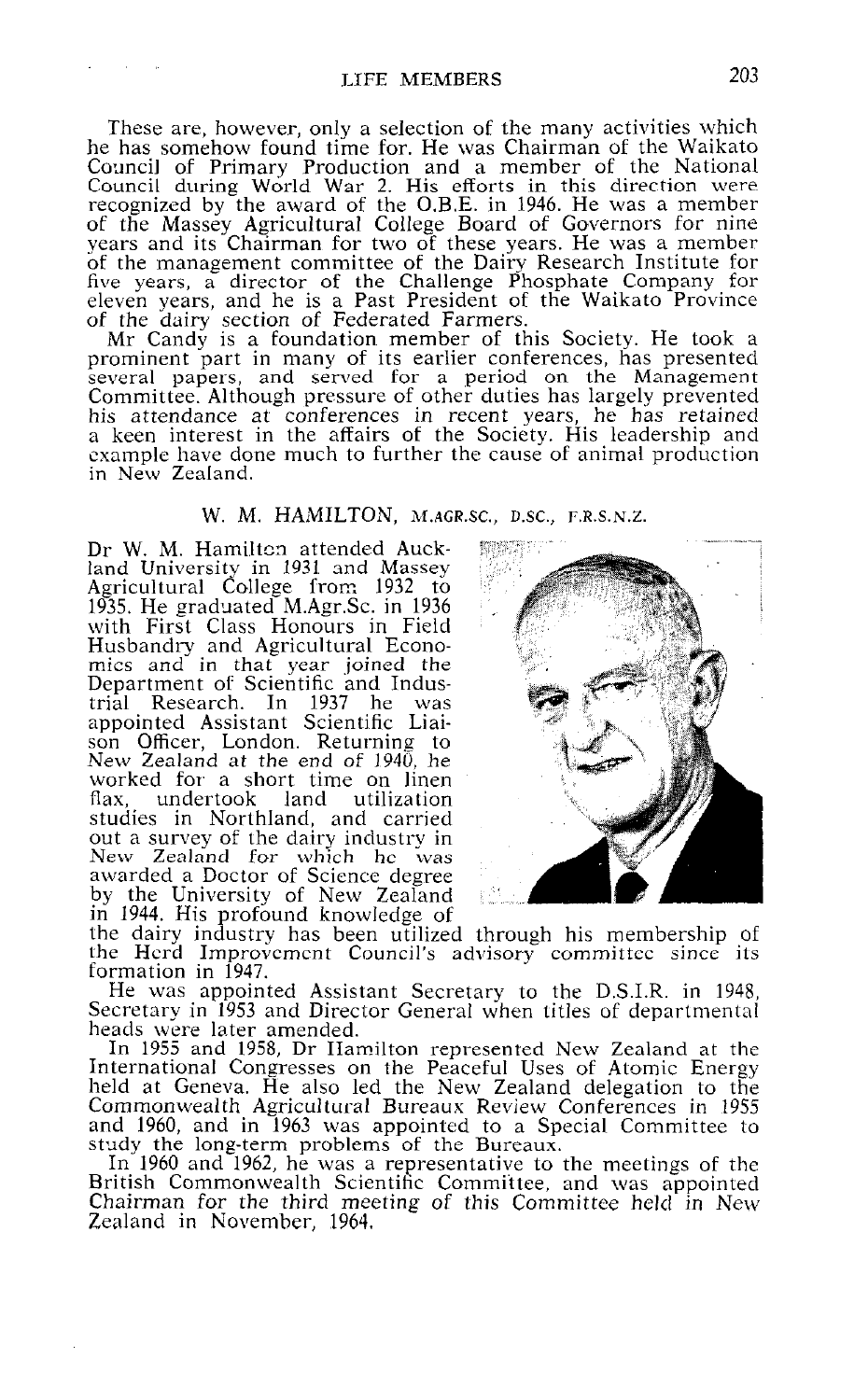These are, however, only a selection of the many activities which he has somehow found time for. He was Chairman of the Waikato Council of Primary Production and a member of the National Council during World War 2. His efforts in this direction were recognized by the award of the O.B.E. in 1946. He was a member of the Massey Agricultural College Board of Governors for nine years and its Chairman for two of these years. He was a member of the management committee of the Dairy Research Institute for five years, a director of the Challenge Phosphate Company for eleven years, and he is a Past President of the Waikato Province of the dairy section of Federated Farmers.

Mr Candy is a foundation member of this Society. He took a prominent part in many of its earlier conferences, has presented several papers, and served for a period on the Management Committee. Although pressure of other duties has largely prevented his attendance at conferences in recent years, he has retained a keen interest in the affairs of the Society. His leadership and example have done much to further the cause of animal production in New Zealand.

## W. M. HAMILTON, M.AGR.SC., D.SC., F.R.S.N.Z.

Dr W. M. Hamilton attended Auckland University in 1931 and Massey Agricultural College from 1932 to 1935. He graduated M.Agr.Sc. in 1936 with First Class Honours in Field Husbandry and Agricultural Economics and in that year joined the Department of Scientific and Industrial Research. In 1937 he was appointed Assistant Scientific Liaison Officer, London. Returning to New Zealand at the end of 1940, he worked for a short time on linen flax, undertook land utilization studies in Northland, and carried out a survey of the dairy industry in New Zealand for which he was awarded a Doctor of Science degree by the University of New Zealand in 1944. His profound knowledge of the dairy industry has been utilized through his membership of the Herd Improvement Council's advisory committee since its formation in 1947.

He was appointed Assistant Secretary to the D.S.I.R. in 1948, Secretary in 1953 and Director General when titles of departmental heads were later amended.

In 1955 and 1958, Dr Hamilton represented New Zealand at the International Congresses on the Peaceful Uses of Atomic Energy held at Geneva. He also led the New Zealand delegation to the Commonwealth Agricultural Bureaux Review Conferences in 1955 and 1960, and in 1963 was appointed to a Special Committee to study the long-term problems of the Bureaux.

In 1960 and 1962, he was a representative to the meetings of the British Commonwealth Scientific Committee, and was appointed Chairman for the third meeting of this Committee held in New Zealand in November, 1964.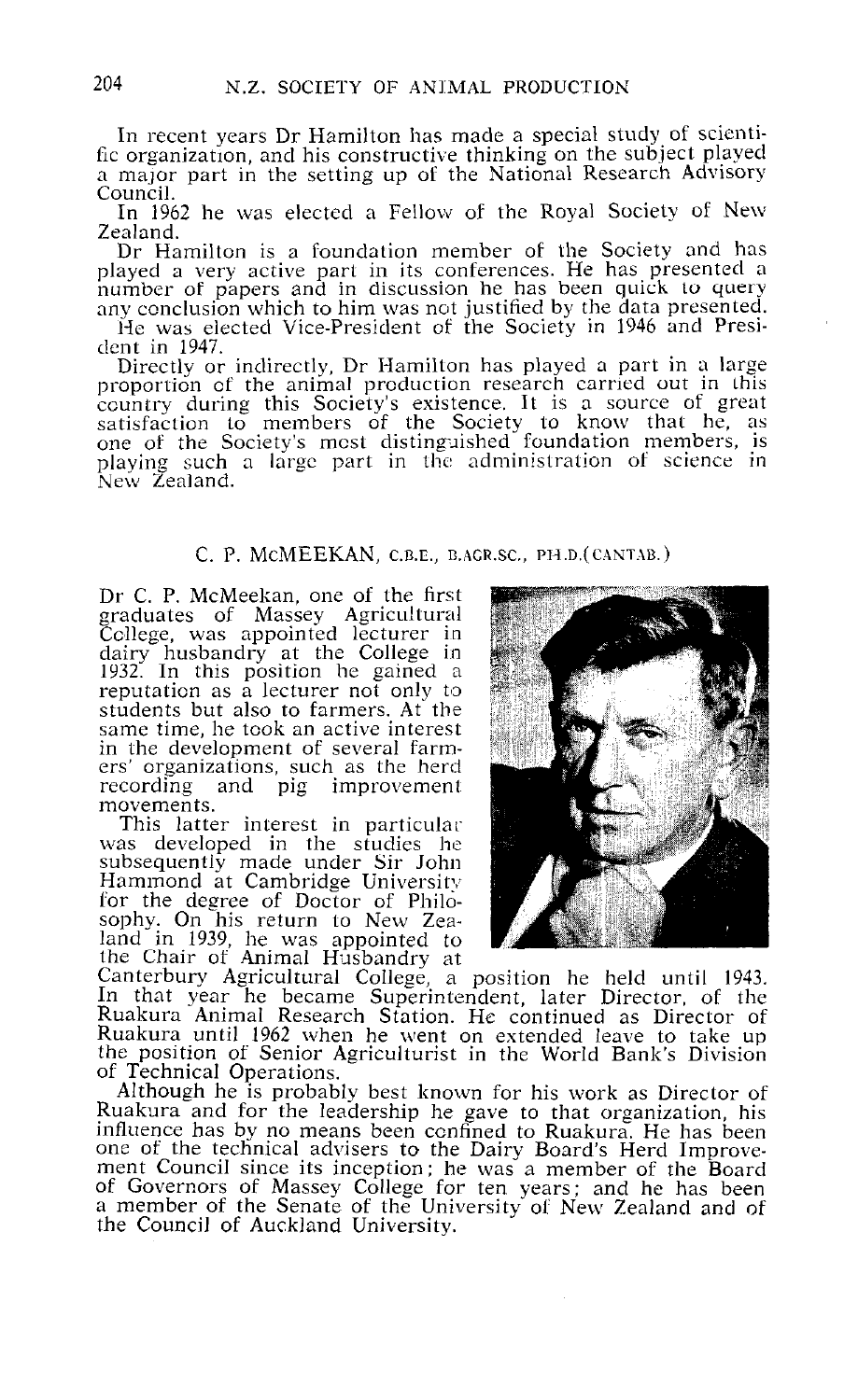In recent years Dr Hamilton has made a special study of scientific organization, and his constructive thinking on the subject played a major part in the setting up of the National Research Advisory Council.

In 1962 he was elected a Fellow of the Royal Society of New Zealand.

Dr Hamilton is a foundation member of the Society and has played a very active part in its conferences. He has presented a number of papers and in discussion he has been quick to query any conclusion which to him was not justified by the data presented.

He was elected Vice-President of the Society in 1946 and President in 1947.

Directly or indirectly, Dr Hamilton has played a part in a large proportion of the animal production research carried out in this country during this Society's existence. It is a source of great satisfaction to members of the Society to know that he, as one of the Society's most distinguished foundation members, is playing such a large part in the administration of science in New Zealand.

## C. P. McMEEKAN, C.B.E., B.AGR.SC., PH.D.(CANTAB.)

Dr C. P. McMeekan, one of the first graduates of Massey Agricultural College, was appointed lecturer in dairy husbandry at the College in 1932. In this position he gained a reputation as a lecturer not only to students but also to farmers. At the same time, he took an active interest in the development of several farmers' organizations, such as the herd recording and pig improvement movements.

This latter interest in particular was developed in the studies he subsequently made under Sir John Hammond at Cambridge University for the degree of Doctor of Philosophy. On his return to New Zealand in 1939, he was appointed to the Chair of Animal Husbandry at Canterbury Agricultural College, a position he held until 1943. In that year he became Superintendent, later Director, of the Ruakura Animal Research Station. He continued as Director of Ruakura until 1962 when he went on extended leave to take up the position of Senior Agriculturist in the World Bank's Division of Technical Operations.

Although he is probably best known for his work as Director of Ruakura and for the leadership he gave to that organization, his influence has by no means been confined to Ruakura. He has been one of the technical advisers to the Dairy Board's Herd Improvement Council since its inception; he was a member of the Board of Governors of Massey College for ten years; and he has been a member of the Senate of the University of New Zealand and of the Council of Auckland University.